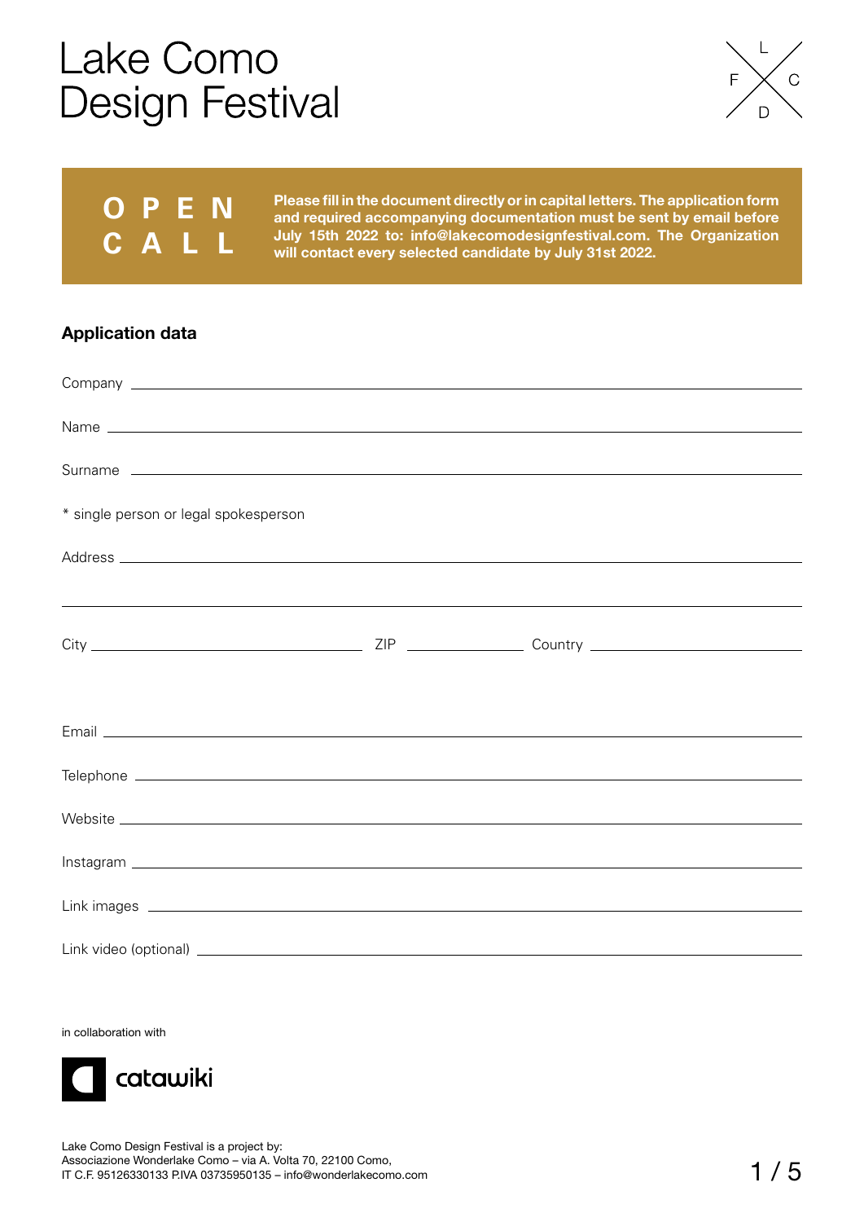# Lake Como Design Festival

## OPEN CALL

**Please fill in the document directly or in capital letters. The application form and required accompanying documentation must be sent by email before July 15th 2022 to: info@lakecomodesignfestival.com. The Organization will contact every selected candidate by July 31st 2022.**

### Application data

Company ______________________________

Name ______________________________

Surname ______________________________

* single person or legal spokesperson

Address ______________________________

______________________________

City ______________ ZIP ______________ Country ______________

Email ______________________________

Telephone ______________________________

Website ______________________________

Instagram ______________________________

Link images ______________________________

Link video (optional) ______________________________

in collaboration with

catawiki

Lake Como Design Festival is a project by:
Associazione Wonderlake Como – via A. Volta 70, 22100 Como,
IT C.F. 95126330133 P.IVA 03735950135 – info@wonderlakecomo.com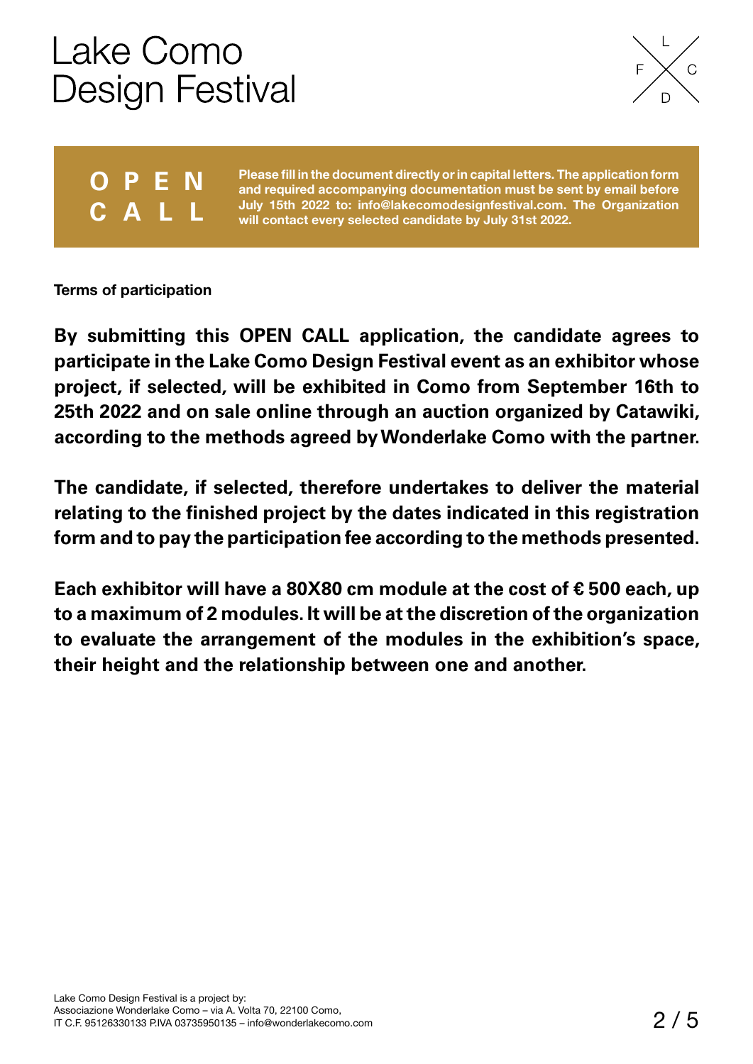# Lake Como Design Festival

**OPEN CALL**

**Please fill in the document directly or in capital letters. The application form and required accompanying documentation must be sent by email before July 15th 2022 to: info@lakecomodesignfestival.com. The Organization will contact every selected candidate by July 31st 2022.**

**Terms of participation**

**By submitting this OPEN CALL application, the candidate agrees to participate in the Lake Como Design Festival event as an exhibitor whose project, if selected, will be exhibited in Como from September 16th to 25th 2022 and on sale online through an auction organized by Catawiki, according to the methods agreed by Wonderlake Como with the partner.**

**The candidate, if selected, therefore undertakes to deliver the material relating to the finished project by the dates indicated in this registration form and to pay the participation fee according to the methods presented.**

**Each exhibitor will have a 80X80 cm module at the cost of € 500 each, up to a maximum of 2 modules. It will be at the discretion of the organization to evaluate the arrangement of the modules in the exhibition's space, their height and the relationship between one and another.**

Lake Como Design Festival is a project by:
Associazione Wonderlake Como – via A. Volta 70, 22100 Como,
IT C.F. 95126330133 P.IVA 03735950135 – info@wonderlakecomo.com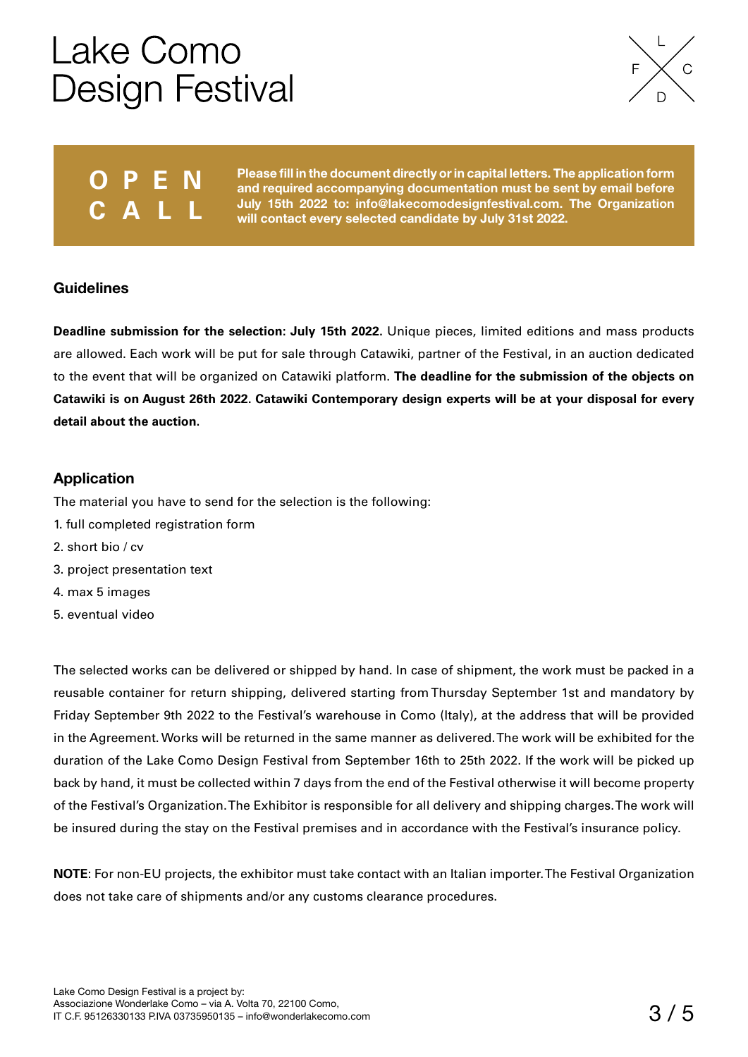# Lake Como Design Festival

**OPEN CALL**

**Please fill in the document directly or in capital letters. The application form and required accompanying documentation must be sent by email before July 15th 2022 to: info@lakecomodesignfestival.com. The Organization will contact every selected candidate by July 31st 2022.**

## Guidelines

**Deadline submission for the selection: July 15th 2022.** Unique pieces, limited editions and mass products are allowed. Each work will be put for sale through Catawiki, partner of the Festival, in an auction dedicated to the event that will be organized on Catawiki platform. **The deadline for the submission of the objects on Catawiki is on August 26th 2022. Catawiki Contemporary design experts will be at your disposal for every detail about the auction.**

## Application

The material you have to send for the selection is the following:

1. full completed registration form
2. short bio / cv
3. project presentation text
4. max 5 images
5. eventual video

The selected works can be delivered or shipped by hand. In case of shipment, the work must be packed in a reusable container for return shipping, delivered starting from Thursday September 1st and mandatory by Friday September 9th 2022 to the Festival's warehouse in Como (Italy), at the address that will be provided in the Agreement. Works will be returned in the same manner as delivered. The work will be exhibited for the duration of the Lake Como Design Festival from September 16th to 25th 2022. If the work will be picked up back by hand, it must be collected within 7 days from the end of the Festival otherwise it will become property of the Festival's Organization. The Exhibitor is responsible for all delivery and shipping charges. The work will be insured during the stay on the Festival premises and in accordance with the Festival's insurance policy.

**NOTE**: For non-EU projects, the exhibitor must take contact with an Italian importer. The Festival Organization does not take care of shipments and/or any customs clearance procedures.

Lake Como Design Festival is a project by:
Associazione Wonderlake Como – via A. Volta 70, 22100 Como,
IT C.F. 95126330133 P.IVA 03735950135 – info@wonderlakecomo.com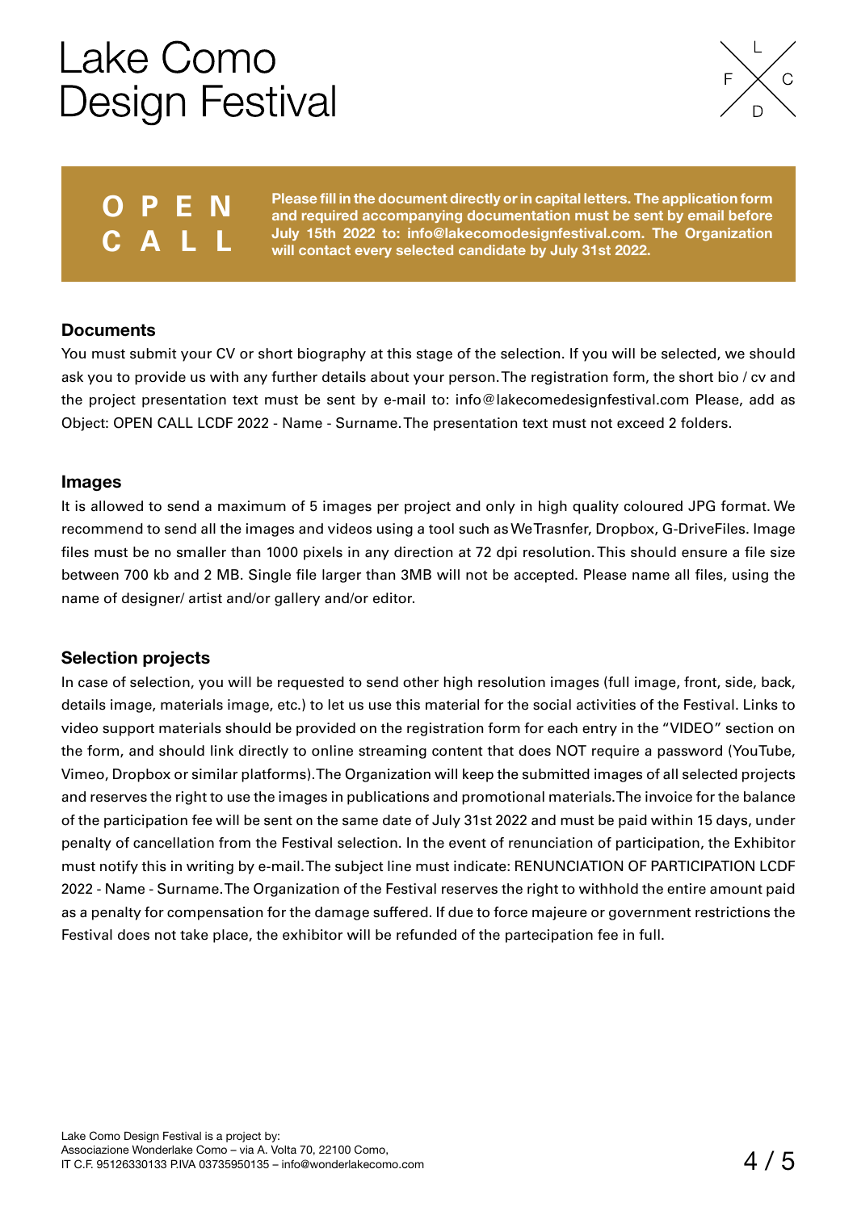# Lake Como Design Festival

## OPEN CALL

**Please fill in the document directly or in capital letters. The application form and required accompanying documentation must be sent by email before July 15th 2022 to: info@lakecomodesignfestival.com. The Organization will contact every selected candidate by July 31st 2022.**

### Documents

You must submit your CV or short biography at this stage of the selection. If you will be selected, we should ask you to provide us with any further details about your person. The registration form, the short bio / cv and the project presentation text must be sent by e-mail to: info@lakecomedesignfestival.com Please, add as Object: OPEN CALL LCDF 2022 - Name - Surname. The presentation text must not exceed 2 folders.

### Images

It is allowed to send a maximum of 5 images per project and only in high quality coloured JPG format. We recommend to send all the images and videos using a tool such as WeTrasnfer, Dropbox, G-DriveFiles. Image files must be no smaller than 1000 pixels in any direction at 72 dpi resolution. This should ensure a file size between 700 kb and 2 MB. Single file larger than 3MB will not be accepted. Please name all files, using the name of designer/ artist and/or gallery and/or editor.

### Selection projects

In case of selection, you will be requested to send other high resolution images (full image, front, side, back, details image, materials image, etc.) to let us use this material for the social activities of the Festival. Links to video support materials should be provided on the registration form for each entry in the "VIDEO" section on the form, and should link directly to online streaming content that does NOT require a password (YouTube, Vimeo, Dropbox or similar platforms). The Organization will keep the submitted images of all selected projects and reserves the right to use the images in publications and promotional materials. The invoice for the balance of the participation fee will be sent on the same date of July 31st 2022 and must be paid within 15 days, under penalty of cancellation from the Festival selection. In the event of renunciation of participation, the Exhibitor must notify this in writing by e-mail. The subject line must indicate: RENUNCIATION OF PARTICIPATION LCDF 2022 - Name - Surname. The Organization of the Festival reserves the right to withhold the entire amount paid as a penalty for compensation for the damage suffered. If due to force majeure or government restrictions the Festival does not take place, the exhibitor will be refunded of the partecipation fee in full.

Lake Como Design Festival is a project by:
Associazione Wonderlake Como – via A. Volta 70, 22100 Como,
IT C.F. 95126330133 P.IVA 03735950135 – info@wonderlakecomo.com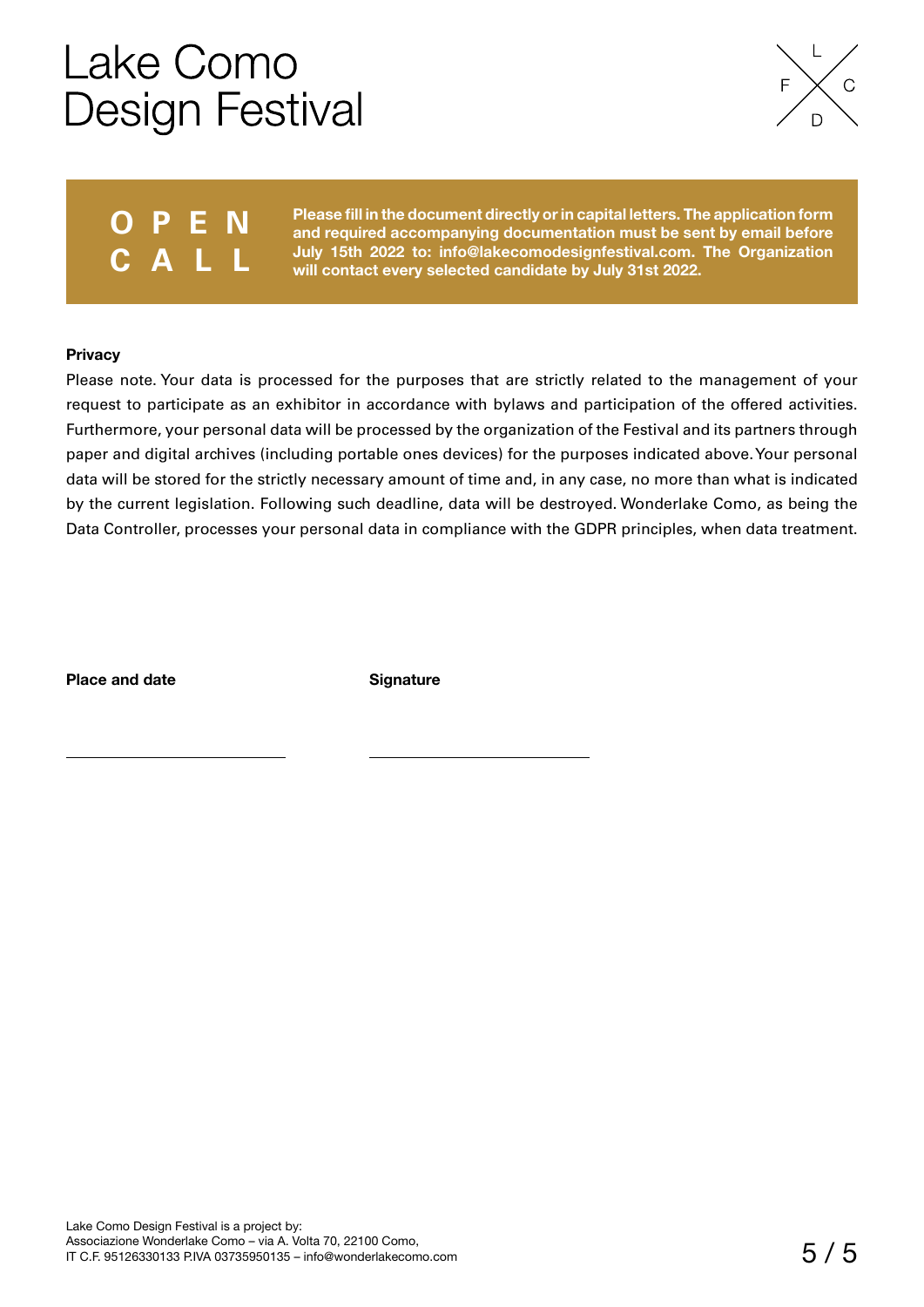# Lake Como Design Festival

**OPEN CALL**

**Please fill in the document directly or in capital letters. The application form and required accompanying documentation must be sent by email before July 15th 2022 to: info@lakecomodesignfestival.com. The Organization will contact every selected candidate by July 31st 2022.**

**Privacy**

Please note. Your data is processed for the purposes that are strictly related to the management of your request to participate as an exhibitor in accordance with bylaws and participation of the offered activities. Furthermore, your personal data will be processed by the organization of the Festival and its partners through paper and digital archives (including portable ones devices) for the purposes indicated above. Your personal data will be stored for the strictly necessary amount of time and, in any case, no more than what is indicated by the current legislation. Following such deadline, data will be destroyed. Wonderlake Como, as being the Data Controller, processes your personal data in compliance with the GDPR principles, when data treatment.

**Place and date**

______________________________

**Signature**

______________________________

Lake Como Design Festival is a project by:
Associazione Wonderlake Como – via A. Volta 70, 22100 Como,
IT C.F. 95126330133 P.IVA 03735950135 – info@wonderlakecomo.com